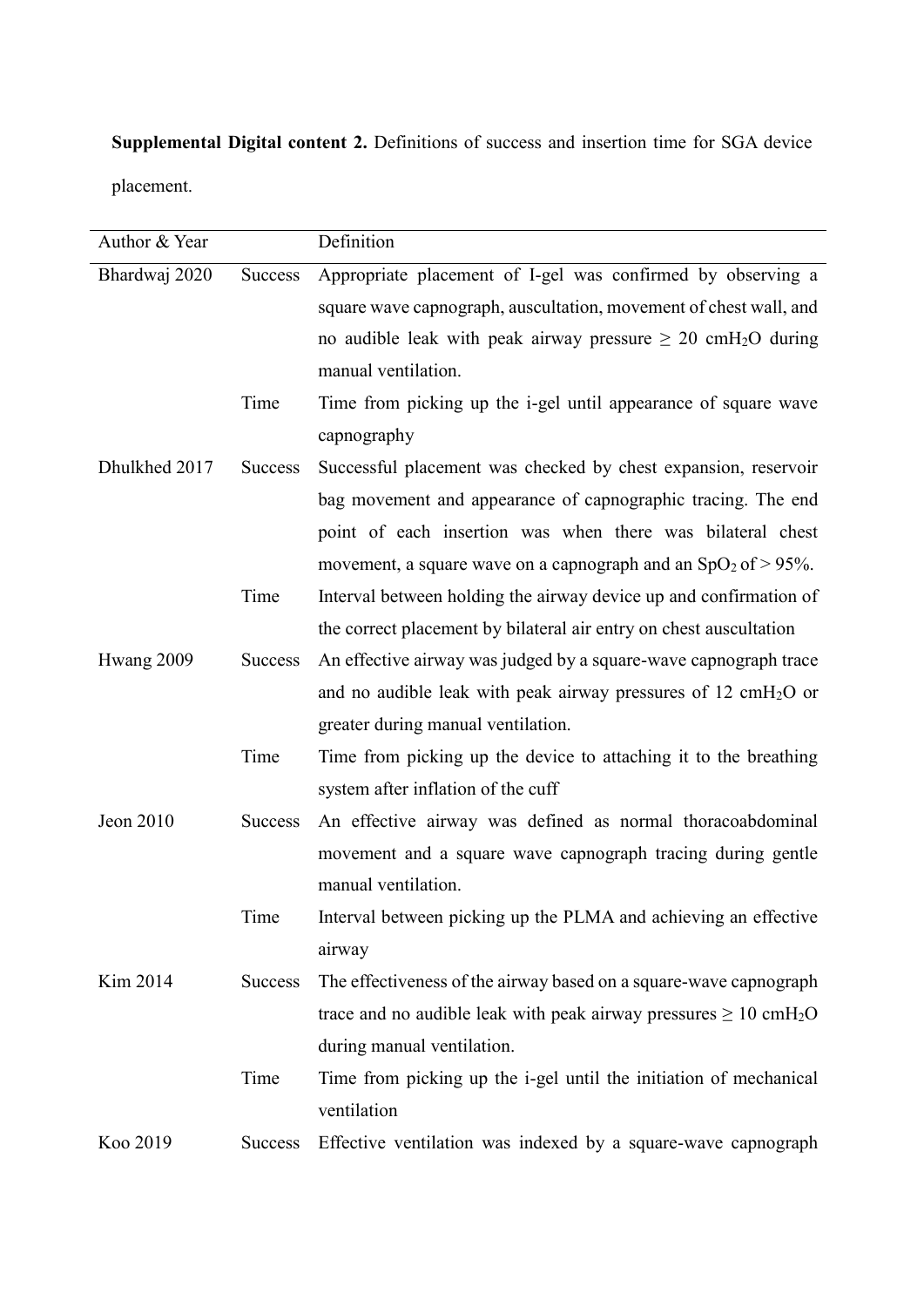**Supplemental Digital content 2.** Definitions of success and insertion time for SGA device placement.

| Author & Year | | Definition |
|---|---|---|
| Bhardwaj 2020 | Success | Appropriate placement of I-gel was confirmed by observing a square wave capnograph, auscultation, movement of chest wall, and no audible leak with peak airway pressure ≥ 20 cm$H_2O$ during manual ventilation. |
| | Time | Time from picking up the i-gel until appearance of square wave capnography |
| Dhulkhed 2017 | Success | Successful placement was checked by chest expansion, reservoir bag movement and appearance of capnographic tracing. The end point of each insertion was when there was bilateral chest movement, a square wave on a capnograph and an $SpO_2$ of > 95%. |
| | Time | Interval between holding the airway device up and confirmation of the correct placement by bilateral air entry on chest auscultation |
| Hwang 2009 | Success | An effective airway was judged by a square-wave capnograph trace and no audible leak with peak airway pressures of 12 cm$H_2O$ or greater during manual ventilation. |
| | Time | Time from picking up the device to attaching it to the breathing system after inflation of the cuff |
| Jeon 2010 | Success | An effective airway was defined as normal thoracoabdominal movement and a square wave capnograph tracing during gentle manual ventilation. |
| | Time | Interval between picking up the PLMA and achieving an effective airway |
| Kim 2014 | Success | The effectiveness of the airway based on a square-wave capnograph trace and no audible leak with peak airway pressures ≥ 10 cm$H_2O$ during manual ventilation. |
| | Time | Time from picking up the i-gel until the initiation of mechanical ventilation |
| Koo 2019 | Success | Effective ventilation was indexed by a square-wave capnograph |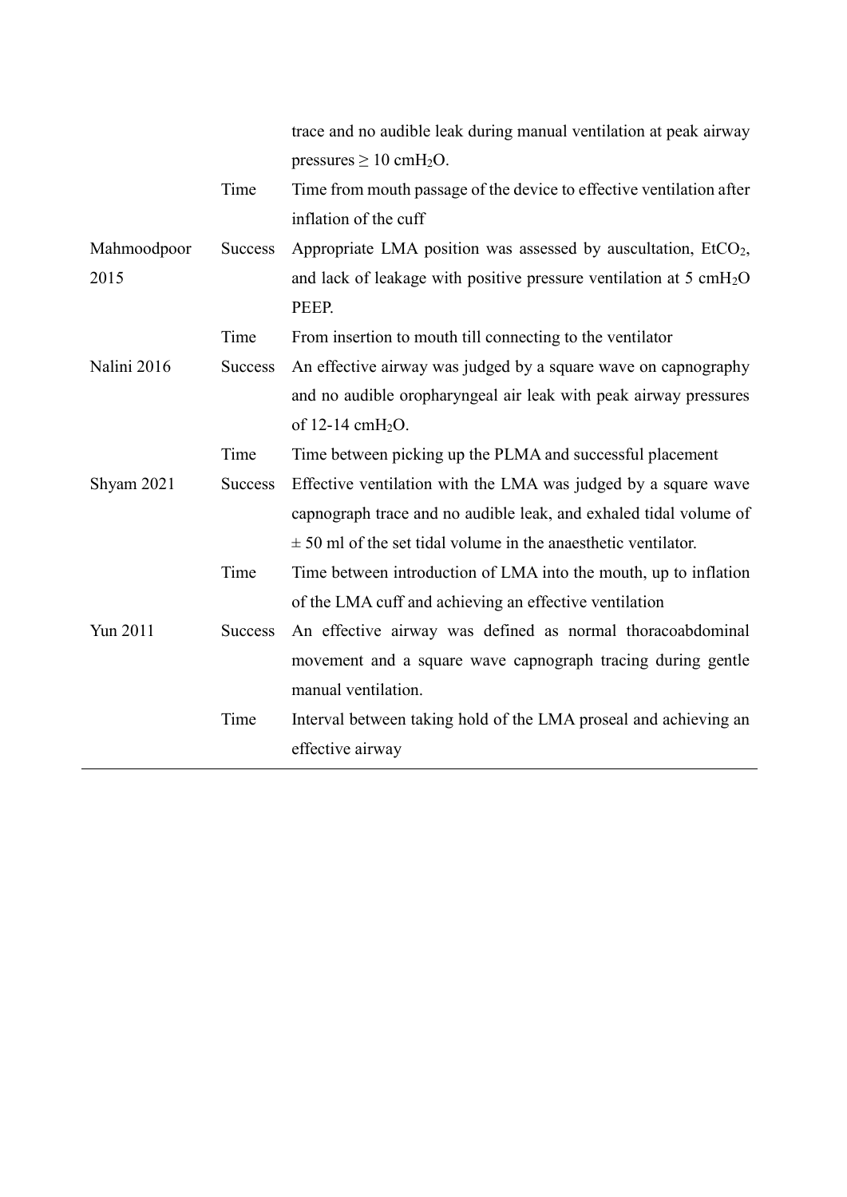| | | |
|---|---|---|
| | | trace and no audible leak during manual ventilation at peak airway pressures ≥ 10 $cmH_2O$. |
| | Time | Time from mouth passage of the device to effective ventilation after inflation of the cuff |
| Mahmoodpoor 2015 | Success | Appropriate LMA position was assessed by auscultation, $EtCO_2$, and lack of leakage with positive pressure ventilation at 5 $cmH_2O$ PEEP. |
| | Time | From insertion to mouth till connecting to the ventilator |
| Nalini 2016 | Success | An effective airway was judged by a square wave on capnography and no audible oropharyngeal air leak with peak airway pressures of 12-14 $cmH_2O$. |
| | Time | Time between picking up the PLMA and successful placement |
| Shyam 2021 | Success | Effective ventilation with the LMA was judged by a square wave capnograph trace and no audible leak, and exhaled tidal volume of ± 50 ml of the set tidal volume in the anaesthetic ventilator. |
| | Time | Time between introduction of LMA into the mouth, up to inflation of the LMA cuff and achieving an effective ventilation |
| Yun 2011 | Success | An effective airway was defined as normal thoracoabdominal movement and a square wave capnograph tracing during gentle manual ventilation. |
| | Time | Interval between taking hold of the LMA proseal and achieving an effective airway |